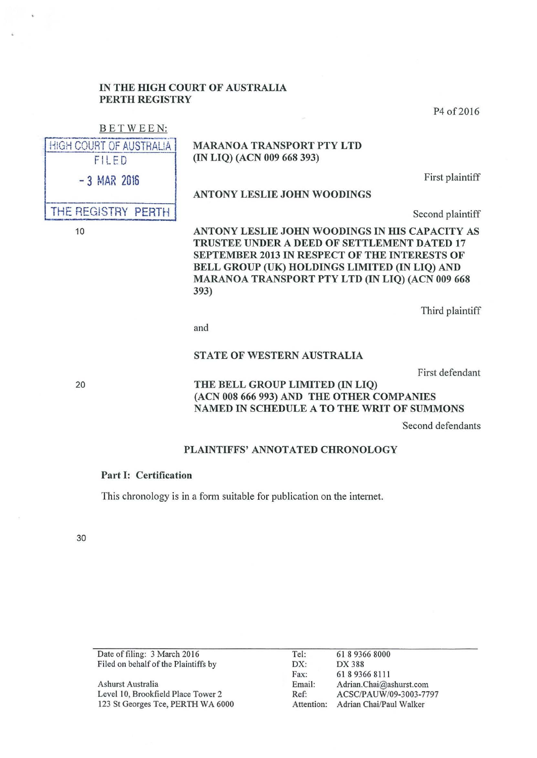IN THE HIGH COURT OF AUSTRALIA
PERTH REGISTRY

P4 of 2016

BETWEEN:

HIGH COURT OF AUSTRALIA
FILED
- 3 MAR 2016
THE REGISTRY PERTH

**MARANOA TRANSPORT PTY LTD (IN LIQ) (ACN 009 668 393)**

First plaintiff

**ANTONY LESLIE JOHN WOODINGS**

Second plaintiff

**ANTONY LESLIE JOHN WOODINGS IN HIS CAPACITY AS TRUSTEE UNDER A DEED OF SETTLEMENT DATED 17 SEPTEMBER 2013 IN RESPECT OF THE INTERESTS OF BELL GROUP (UK) HOLDINGS LIMITED (IN LIQ) AND MARANOA TRANSPORT PTY LTD (IN LIQ) (ACN 009 668 393)**

Third plaintiff

and

**STATE OF WESTERN AUSTRALIA**

First defendant

**THE BELL GROUP LIMITED (IN LIQ) (ACN 008 666 993) AND THE OTHER COMPANIES NAMED IN SCHEDULE A TO THE WRIT OF SUMMONS**

Second defendants

## PLAINTIFFS' ANNOTATED CHRONOLOGY

### Part I: Certification

This chronology is in a form suitable for publication on the internet.

| | | | |
|---|---|---|---|
| Date of filing: 3 March 2016 | | Tel: | 61 8 9366 8000 |
| Filed on behalf of the Plaintiffs by | | DX: | DX 388 |
| | | Fax: | 61 8 9366 8111 |
| Ashurst Australia | | Email: | Adrian.Chai@ashurst.com |
| Level 10, Brookfield Place Tower 2 | | Ref: | ACSC/PAUW/09-3003-7797 |
| 123 St Georges Tce, PERTH WA 6000 | | Attention: | Adrian Chai/Paul Walker |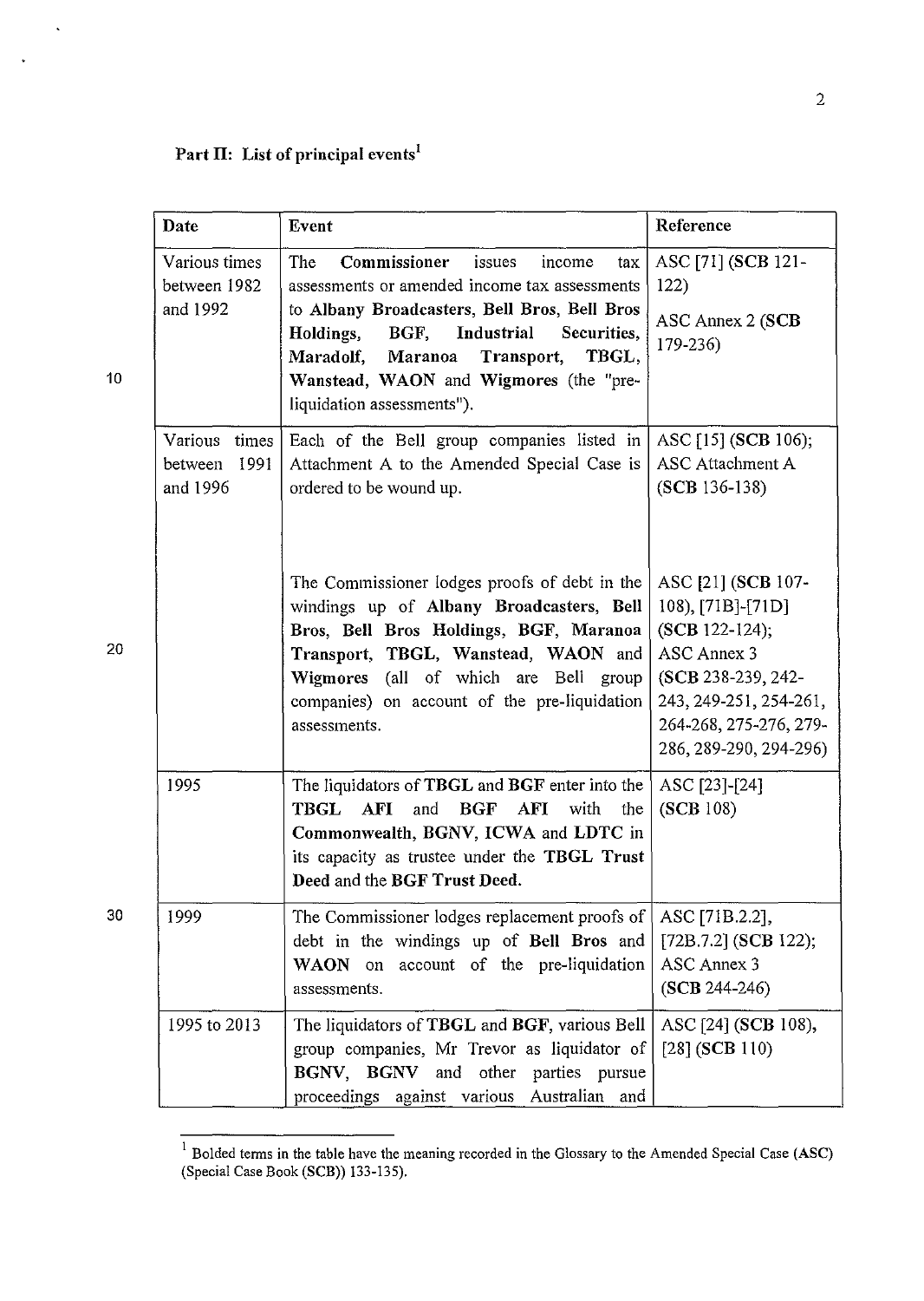## Part II: List of principal events[1]

| Date | Event | Reference |
|---|---|---|
| Various times between 1982 and 1992 | The **Commissioner** issues income tax assessments or amended income tax assessments to **Albany Broadcasters, Bell Bros, Bell Bros Holdings, BGF, Industrial Securities, Maradolf, Maranoa Transport, TBGL, Wanstead, WAON** and **Wigmores** (the "pre-liquidation assessments"). | ASC [71] (**SCB** 121-122)<br>ASC Annex 2 (**SCB** 179-236) |
| Various times between 1991 and 1996 | Each of the Bell group companies listed in Attachment A to the Amended Special Case is ordered to be wound up. | ASC [15] (**SCB** 106); ASC Attachment A (**SCB** 136-138) |
| | The Commissioner lodges proofs of debt in the windings up of **Albany Broadcasters, Bell Bros, Bell Bros Holdings, BGF, Maranoa Transport, TBGL, Wanstead, WAON** and **Wigmores** (all of which are Bell group companies) on account of the pre-liquidation assessments. | ASC [21] (**SCB** 107-108), [71B]-[71D] (**SCB** 122-124); ASC Annex 3 (**SCB** 238-239, 242-243, 249-251, 254-261, 264-268, 275-276, 279-286, 289-290, 294-296) |
| 1995 | The liquidators of **TBGL** and **BGF** enter into the **TBGL AFI** and **BGF AFI** with the **Commonwealth, BGNV, ICWA** and **LDTC** in its capacity as trustee under the **TBGL Trust Deed** and the **BGF Trust Deed.** | ASC [23]-[24] (**SCB** 108) |
| 1999 | The Commissioner lodges replacement proofs of debt in the windings up of **Bell Bros** and **WAON** on account of the pre-liquidation assessments. | ASC [71B.2.2], [72B.7.2] (**SCB** 122); ASC Annex 3 (**SCB** 244-246) |
| 1995 to 2013 | The liquidators of **TBGL** and **BGF**, various Bell group companies, Mr Trevor as liquidator of **BGNV, BGNV** and other parties pursue proceedings against various Australian and | ASC [24] (**SCB** 108), [28] (**SCB** 110) |

[1] Bolded terms in the table have the meaning recorded in the Glossary to the Amended Special Case (**ASC**) (Special Case Book (**SCB**)) 133-135).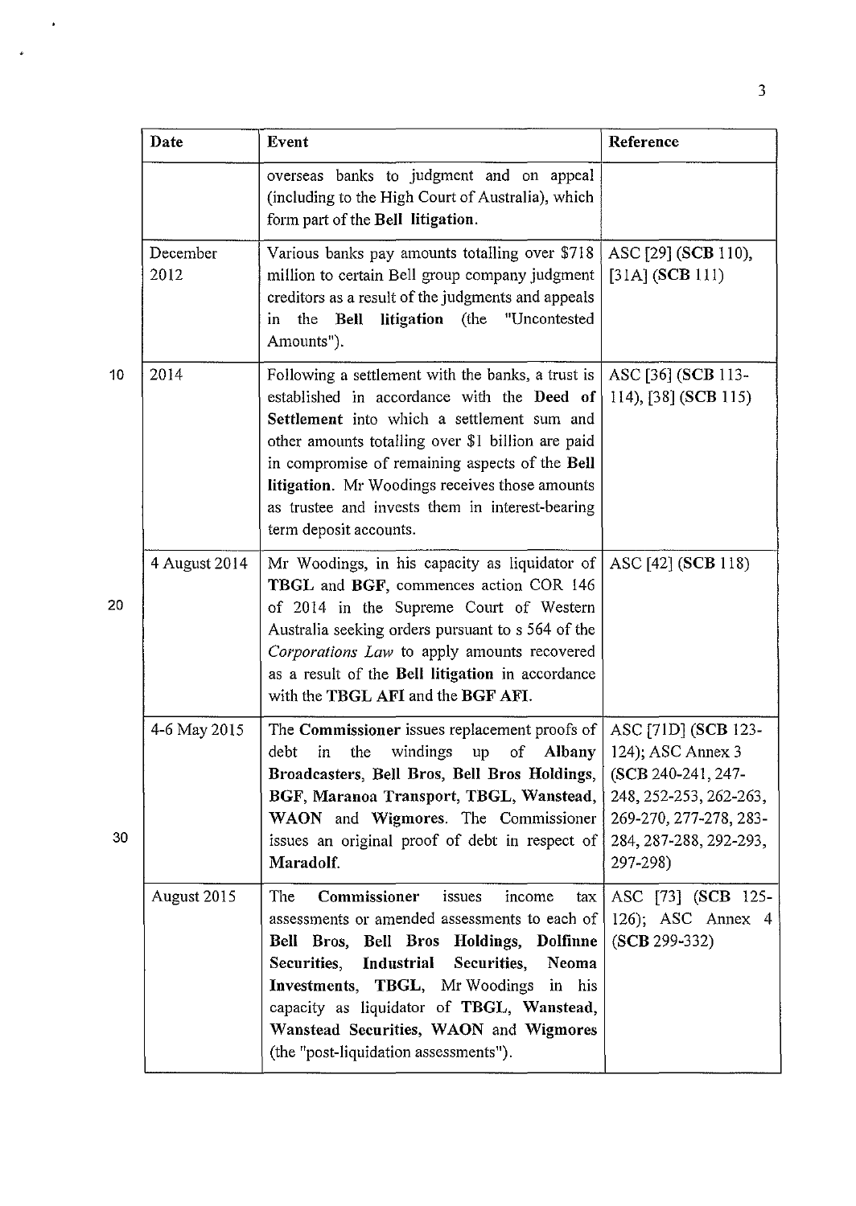| Date | Event | Reference |
|---|---|---|
| | overseas banks to judgment and on appeal (including to the High Court of Australia), which form part of the **Bell litigation**. | |
| December 2012 | Various banks pay amounts totalling over $718 million to certain Bell group company judgment creditors as a result of the judgments and appeals in the **Bell litigation** (the "Uncontested Amounts"). | ASC [29] (**SCB** 110), [31A] (**SCB** 111) |
| 2014 | Following a settlement with the banks, a trust is established in accordance with the **Deed of Settlement** into which a settlement sum and other amounts totalling over $1 billion are paid in compromise of remaining aspects of the **Bell litigation**. Mr Woodings receives those amounts as trustee and invests them in interest-bearing term deposit accounts. | ASC [36] (**SCB** 113-114), [38] (**SCB** 115) |
| 4 August 2014 | Mr Woodings, in his capacity as liquidator of **TBGL** and **BGF**, commences action COR 146 of 2014 in the Supreme Court of Western Australia seeking orders pursuant to s 564 of the *Corporations Law* to apply amounts recovered as a result of the **Bell litigation** in accordance with the **TBGL AFI** and the **BGF AFI**. | ASC [42] (**SCB** 118) |
| 4-6 May 2015 | The **Commissioner** issues replacement proofs of debt in the windings up of **Albany Broadcasters**, **Bell Bros**, **Bell Bros Holdings**, **BGF**, **Maranoa Transport**, **TBGL**, **Wanstead**, **WAON** and **Wigmores**. The Commissioner issues an original proof of debt in respect of **Maradolf**. | ASC [71D] (**SCB** 123-124); ASC Annex 3 (**SCB** 240-241, 247-248, 252-253, 262-263, 269-270, 277-278, 283-284, 287-288, 292-293, 297-298) |
| August 2015 | The **Commissioner** issues income tax assessments or amended assessments to each of **Bell Bros**, **Bell Bros Holdings**, **Dolfinne Securities**, **Industrial Securities**, **Neoma Investments**, **TBGL**, Mr Woodings in his capacity as liquidator of **TBGL**, **Wanstead**, **Wanstead Securities**, **WAON** and **Wigmores** (the "post-liquidation assessments"). | ASC [73] (**SCB** 125-126); ASC Annex 4 (**SCB** 299-332) |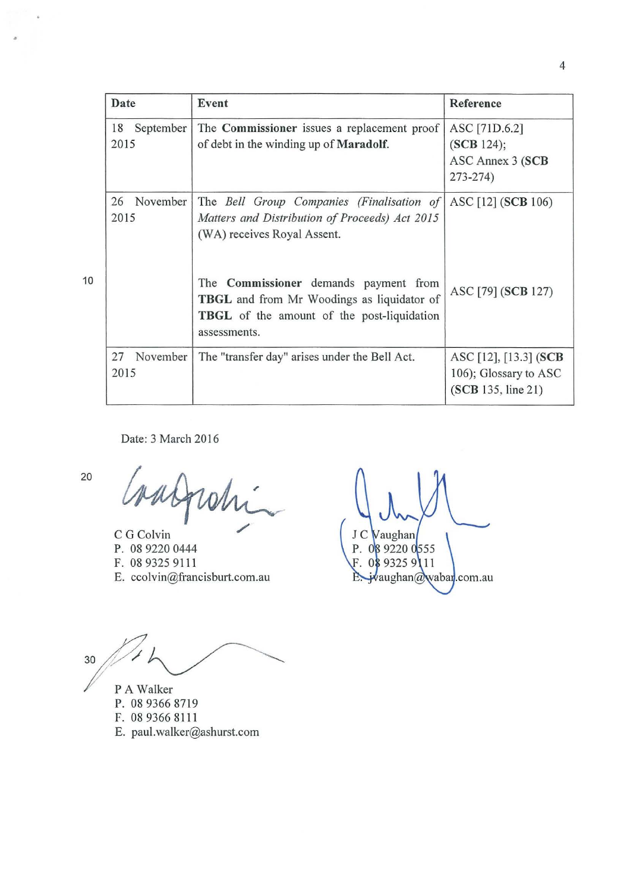| Date | Event | Reference |
|---|---|---|
| 18 September 2015 | The **Commissioner** issues a replacement proof of debt in the winding up of **Maradolf**. | ASC [71D.6.2] (**SCB** 124); ASC Annex 3 (**SCB** 273-274) |
| 26 November 2015 | The *Bell Group Companies (Finalisation of Matters and Distribution of Proceeds) Act 2015* (WA) receives Royal Assent. | ASC [12] (**SCB** 106) |
| | The **Commissioner** demands payment from **TBGL** and from Mr Woodings as liquidator of **TBGL** of the amount of the post-liquidation assessments. | ASC [79] (**SCB** 127) |
| 27 November 2015 | The "transfer day" arises under the Bell Act. | ASC [12], [13.3] (**SCB** 106); Glossary to ASC (**SCB** 135, line 21) |

Date: 3 March 2016

C G Colvin
P. 08 9220 0444
F. 08 9325 9111
E. ccolvin@francisburt.com.au

J C Vaughan
P. 08 9220 0555
F. 08 9325 9111
E. jvaughan@wabar.com.au

P A Walker
P. 08 9366 8719
F. 08 9366 8111
E. paul.walker@ashurst.com